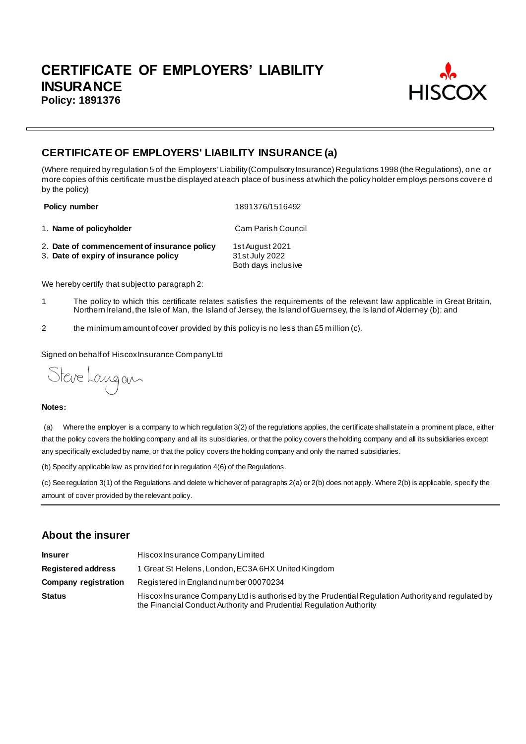# CERTIFICATE OF EMPLOYERS' LIABILITY INSURANCE

**Policy: 1891376**

HISCOX

## CERTIFICATE OF EMPLOYERS' LIABILITY INSURANCE (a)

(Where required by regulation 5 of the Employers' Liability (Compulsory Insurance) Regulations 1998 (the Regulations), one or more copies of this certificate must be displayed at each place of business at which the policy holder employs persons covered by the policy)

| | |
|---|---|
| **Policy number** | 1891376/1516492 |
| 1. **Name of policyholder** | Cam Parish Council |
| 2. **Date of commencement of insurance policy** | 1st August 2021 |
| 3. **Date of expiry of insurance policy** | 31st July 2022<br>Both days inclusive |

We hereby certify that subject to paragraph 2:

1. The policy to which this certificate relates satisfies the requirements of the relevant law applicable in Great Britain, Northern Ireland, the Isle of Man, the Island of Jersey, the Island of Guernsey, the Island of Alderney (b); and

2. the minimum amount of cover provided by this policy is no less than £5 million (c).

Signed on behalf of Hiscox Insurance Company Ltd

Steve Langan

**Notes:**

(a) Where the employer is a company to which regulation 3(2) of the regulations applies, the certificate shall state in a prominent place, either that the policy covers the holding company and all its subsidiaries, or that the policy covers the holding company and all its subsidiaries except any specifically excluded by name, or that the policy covers the holding company and only the named subsidiaries.

(b) Specify applicable law as provided for in regulation 4(6) of the Regulations.

(c) See regulation 3(1) of the Regulations and delete whichever of paragraphs 2(a) or 2(b) does not apply. Where 2(b) is applicable, specify the amount of cover provided by the relevant policy.

## About the insurer

| | |
|---|---|
| **Insurer** | Hiscox Insurance Company Limited |
| **Registered address** | 1 Great St Helens, London, EC3A 6HX United Kingdom |
| **Company registration** | Registered in England number 00070234 |
| **Status** | Hiscox Insurance Company Ltd is authorised by the Prudential Regulation Authority and regulated by the Financial Conduct Authority and Prudential Regulation Authority |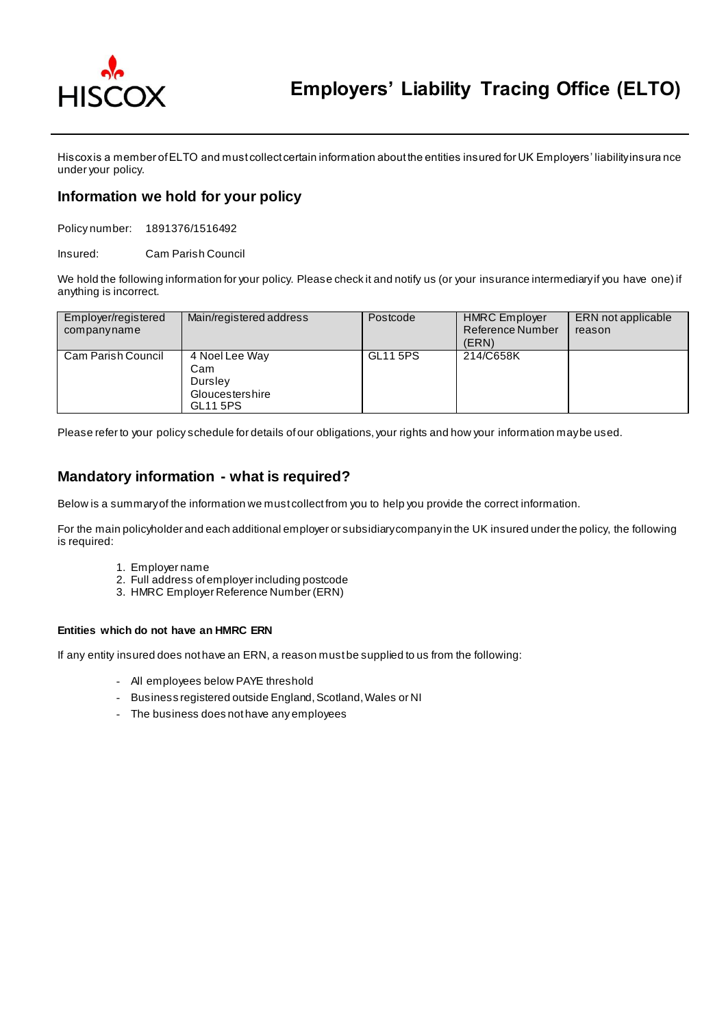HISCOX

# Employers' Liability Tracing Office (ELTO)

Hiscox is a member of ELTO and must collect certain information about the entities insured for UK Employers' liability insurance under your policy.

## Information we hold for your policy

Policy number: 1891376/1516492

Insured: Cam Parish Council

We hold the following information for your policy. Please check it and notify us (or your insurance intermediary if you have one) if anything is incorrect.

| Employer/registered company name | Main/registered address | Postcode | HMRC Employer Reference Number (ERN) | ERN not applicable reason |
|---|---|---|---|---|
| Cam Parish Council | 4 Noel Lee Way<br>Cam<br>Dursley<br>Gloucestershire<br>GL11 5PS | GL11 5PS | 214/C658K | |

Please refer to your policy schedule for details of our obligations, your rights and how your information may be used.

## Mandatory information - what is required?

Below is a summary of the information we must collect from you to help you provide the correct information.

For the main policyholder and each additional employer or subsidiary company in the UK insured under the policy, the following is required:

1. Employer name
2. Full address of employer including postcode
3. HMRC Employer Reference Number (ERN)

#### Entities which do not have an HMRC ERN

If any entity insured does not have an ERN, a reason must be supplied to us from the following:

- All employees below PAYE threshold
- Business registered outside England, Scotland, Wales or NI
- The business does not have any employees